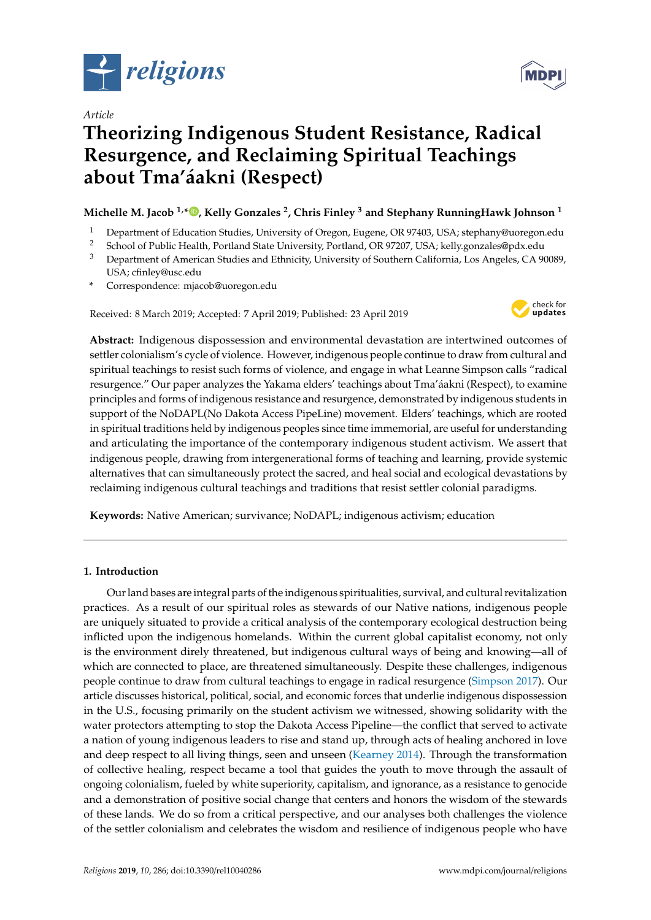*Article*

# Theorizing Indigenous Student Resistance, Radical Resurgence, and Reclaiming Spiritual Teachings about Tma'áakni (Respect)

**Michelle M. Jacob [1,*], Kelly Gonzales [2], Chris Finley [3] and Stephany RunningHawk Johnson [1]**

[1] Department of Education Studies, University of Oregon, Eugene, OR 97403, USA; stephany@uoregon.edu
[2] School of Public Health, Portland State University, Portland, OR 97207, USA; kelly.gonzales@pdx.edu
[3] Department of American Studies and Ethnicity, University of Southern California, Los Angeles, CA 90089, USA; cfinley@usc.edu
* Correspondence: mjacob@uoregon.edu

Received: 8 March 2019; Accepted: 7 April 2019; Published: 23 April 2019

**Abstract:** Indigenous dispossession and environmental devastation are intertwined outcomes of settler colonialism's cycle of violence. However, indigenous people continue to draw from cultural and spiritual teachings to resist such forms of violence, and engage in what Leanne Simpson calls "radical resurgence." Our paper analyzes the Yakama elders' teachings about Tma'áakni (Respect), to examine principles and forms of indigenous resistance and resurgence, demonstrated by indigenous students in support of the NoDAPL(No Dakota Access PipeLine) movement. Elders' teachings, which are rooted in spiritual traditions held by indigenous peoples since time immemorial, are useful for understanding and articulating the importance of the contemporary indigenous student activism. We assert that indigenous people, drawing from intergenerational forms of teaching and learning, provide systemic alternatives that can simultaneously protect the sacred, and heal social and ecological devastations by reclaiming indigenous cultural teachings and traditions that resist settler colonial paradigms.

**Keywords:** Native American; survivance; NoDAPL; indigenous activism; education

## 1. Introduction

Our land bases are integral parts of the indigenous spiritualities, survival, and cultural revitalization practices. As a result of our spiritual roles as stewards of our Native nations, indigenous people are uniquely situated to provide a critical analysis of the contemporary ecological destruction being inflicted upon the indigenous homelands. Within the current global capitalist economy, not only is the environment direly threatened, but indigenous cultural ways of being and knowing—all of which are connected to place, are threatened simultaneously. Despite these challenges, indigenous people continue to draw from cultural teachings to engage in radical resurgence (Simpson 2017). Our article discusses historical, political, social, and economic forces that underlie indigenous dispossession in the U.S., focusing primarily on the student activism we witnessed, showing solidarity with the water protectors attempting to stop the Dakota Access Pipeline—the conflict that served to activate a nation of young indigenous leaders to rise and stand up, through acts of healing anchored in love and deep respect to all living things, seen and unseen (Kearney 2014). Through the transformation of collective healing, respect became a tool that guides the youth to move through the assault of ongoing colonialism, fueled by white superiority, capitalism, and ignorance, as a resistance to genocide and a demonstration of positive social change that centers and honors the wisdom of the stewards of these lands. We do so from a critical perspective, and our analyses both challenges the violence of the settler colonialism and celebrates the wisdom and resilience of indigenous people who have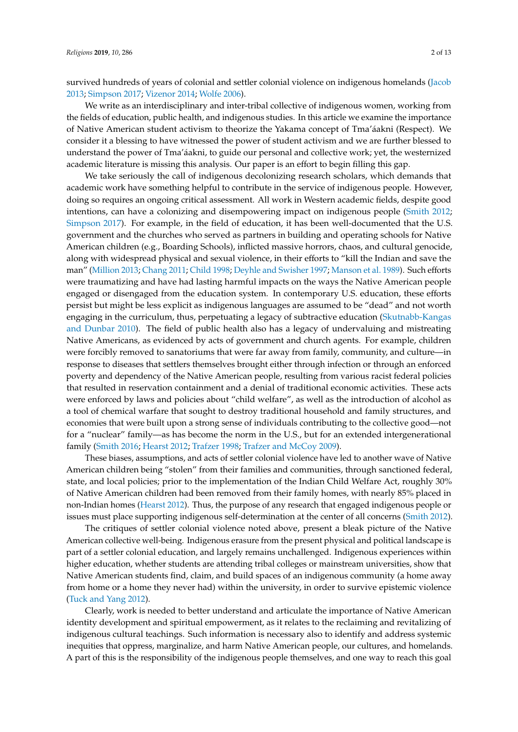survived hundreds of years of colonial and settler colonial violence on indigenous homelands (Jacob 2013; Simpson 2017; Vizenor 2014; Wolfe 2006).

We write as an interdisciplinary and inter-tribal collective of indigenous women, working from the fields of education, public health, and indigenous studies. In this article we examine the importance of Native American student activism to theorize the Yakama concept of Tma'áakni (Respect). We consider it a blessing to have witnessed the power of student activism and we are further blessed to understand the power of Tma'áakni, to guide our personal and collective work; yet, the westernized academic literature is missing this analysis. Our paper is an effort to begin filling this gap.

We take seriously the call of indigenous decolonizing research scholars, which demands that academic work have something helpful to contribute in the service of indigenous people. However, doing so requires an ongoing critical assessment. All work in Western academic fields, despite good intentions, can have a colonizing and disempowering impact on indigenous people (Smith 2012; Simpson 2017). For example, in the field of education, it has been well-documented that the U.S. government and the churches who served as partners in building and operating schools for Native American children (e.g., Boarding Schools), inflicted massive horrors, chaos, and cultural genocide, along with widespread physical and sexual violence, in their efforts to "kill the Indian and save the man" (Million 2013; Chang 2011; Child 1998; Deyhle and Swisher 1997; Manson et al. 1989). Such efforts were traumatizing and have had lasting harmful impacts on the ways the Native American people engaged or disengaged from the education system. In contemporary U.S. education, these efforts persist but might be less explicit as indigenous languages are assumed to be "dead" and not worth engaging in the curriculum, thus, perpetuating a legacy of subtractive education (Skutnabb-Kangas and Dunbar 2010). The field of public health also has a legacy of undervaluing and mistreating Native Americans, as evidenced by acts of government and church agents. For example, children were forcibly removed to sanatoriums that were far away from family, community, and culture—in response to diseases that settlers themselves brought either through infection or through an enforced poverty and dependency of the Native American people, resulting from various racist federal policies that resulted in reservation containment and a denial of traditional economic activities. These acts were enforced by laws and policies about "child welfare", as well as the introduction of alcohol as a tool of chemical warfare that sought to destroy traditional household and family structures, and economies that were built upon a strong sense of individuals contributing to the collective good—not for a "nuclear" family—as has become the norm in the U.S., but for an extended intergenerational family (Smith 2016; Hearst 2012; Trafzer 1998; Trafzer and McCoy 2009).

These biases, assumptions, and acts of settler colonial violence have led to another wave of Native American children being "stolen" from their families and communities, through sanctioned federal, state, and local policies; prior to the implementation of the Indian Child Welfare Act, roughly 30% of Native American children had been removed from their family homes, with nearly 85% placed in non-Indian homes (Hearst 2012). Thus, the purpose of any research that engaged indigenous people or issues must place supporting indigenous self-determination at the center of all concerns (Smith 2012).

The critiques of settler colonial violence noted above, present a bleak picture of the Native American collective well-being. Indigenous erasure from the present physical and political landscape is part of a settler colonial education, and largely remains unchallenged. Indigenous experiences within higher education, whether students are attending tribal colleges or mainstream universities, show that Native American students find, claim, and build spaces of an indigenous community (a home away from home or a home they never had) within the university, in order to survive epistemic violence (Tuck and Yang 2012).

Clearly, work is needed to better understand and articulate the importance of Native American identity development and spiritual empowerment, as it relates to the reclaiming and revitalizing of indigenous cultural teachings. Such information is necessary also to identify and address systemic inequities that oppress, marginalize, and harm Native American people, our cultures, and homelands. A part of this is the responsibility of the indigenous people themselves, and one way to reach this goal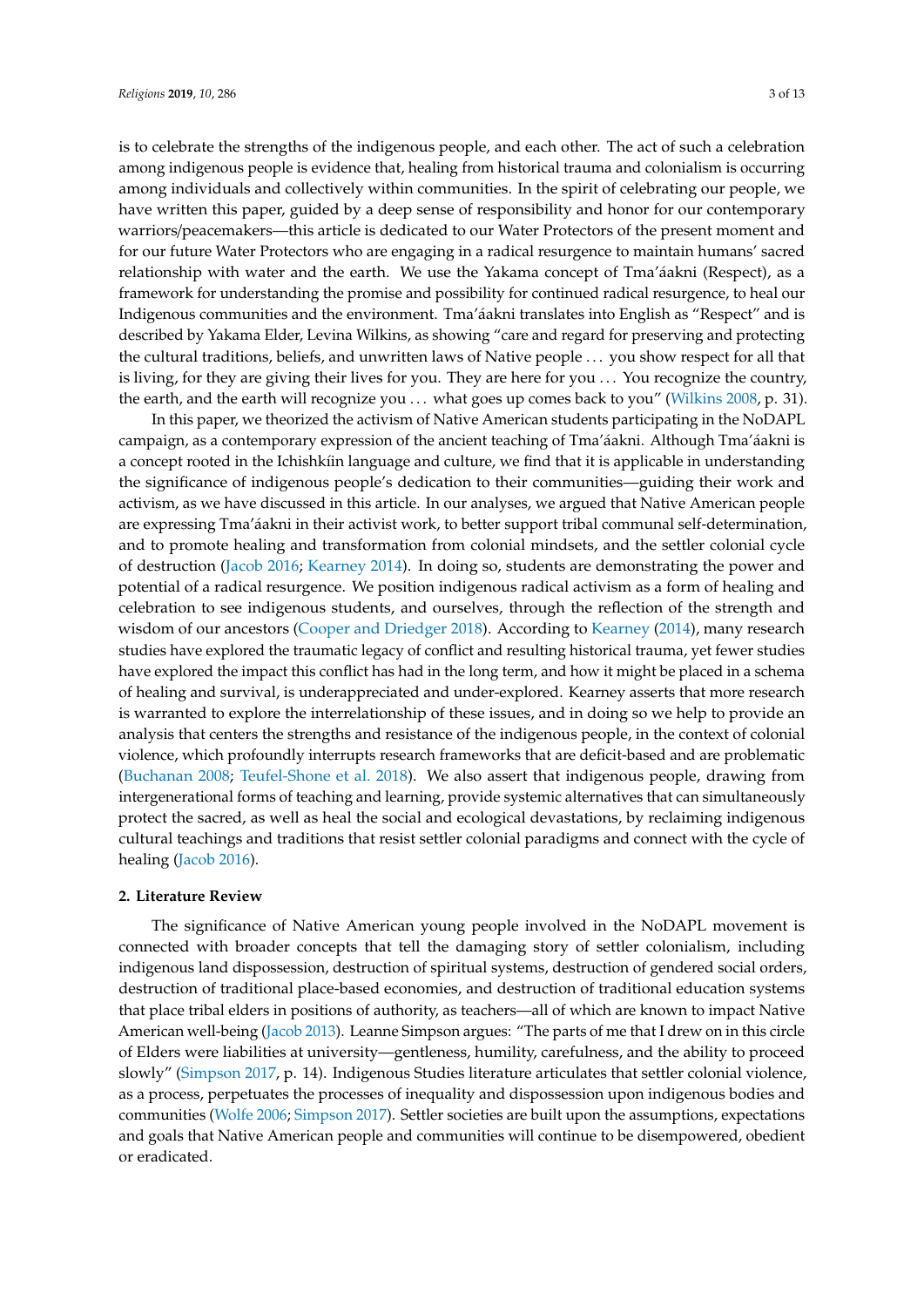is to celebrate the strengths of the indigenous people, and each other. The act of such a celebration among indigenous people is evidence that, healing from historical trauma and colonialism is occurring among individuals and collectively within communities. In the spirit of celebrating our people, we have written this paper, guided by a deep sense of responsibility and honor for our contemporary warriors/peacemakers—this article is dedicated to our Water Protectors of the present moment and for our future Water Protectors who are engaging in a radical resurgence to maintain humans' sacred relationship with water and the earth. We use the Yakama concept of Tma'áakni (Respect), as a framework for understanding the promise and possibility for continued radical resurgence, to heal our Indigenous communities and the environment. Tma'áakni translates into English as "Respect" and is described by Yakama Elder, Levina Wilkins, as showing "care and regard for preserving and protecting the cultural traditions, beliefs, and unwritten laws of Native people ... you show respect for all that is living, for they are giving their lives for you. They are here for you ... You recognize the country, the earth, and the earth will recognize you ... what goes up comes back to you" (Wilkins 2008, p. 31).

In this paper, we theorized the activism of Native American students participating in the NoDAPL campaign, as a contemporary expression of the ancient teaching of Tma'áakni. Although Tma'áakni is a concept rooted in the Ichishkíin language and culture, we find that it is applicable in understanding the significance of indigenous people's dedication to their communities—guiding their work and activism, as we have discussed in this article. In our analyses, we argued that Native American people are expressing Tma'áakni in their activist work, to better support tribal communal self-determination, and to promote healing and transformation from colonial mindsets, and the settler colonial cycle of destruction (Jacob 2016; Kearney 2014). In doing so, students are demonstrating the power and potential of a radical resurgence. We position indigenous radical activism as a form of healing and celebration to see indigenous students, and ourselves, through the reflection of the strength and wisdom of our ancestors (Cooper and Driedger 2018). According to Kearney (2014), many research studies have explored the traumatic legacy of conflict and resulting historical trauma, yet fewer studies have explored the impact this conflict has had in the long term, and how it might be placed in a schema of healing and survival, is underappreciated and under-explored. Kearney asserts that more research is warranted to explore the interrelationship of these issues, and in doing so we help to provide an analysis that centers the strengths and resistance of the indigenous people, in the context of colonial violence, which profoundly interrupts research frameworks that are deficit-based and are problematic (Buchanan 2008; Teufel-Shone et al. 2018). We also assert that indigenous people, drawing from intergenerational forms of teaching and learning, provide systemic alternatives that can simultaneously protect the sacred, as well as heal the social and ecological devastations, by reclaiming indigenous cultural teachings and traditions that resist settler colonial paradigms and connect with the cycle of healing (Jacob 2016).

## 2. Literature Review

The significance of Native American young people involved in the NoDAPL movement is connected with broader concepts that tell the damaging story of settler colonialism, including indigenous land dispossession, destruction of spiritual systems, destruction of gendered social orders, destruction of traditional place-based economies, and destruction of traditional education systems that place tribal elders in positions of authority, as teachers—all of which are known to impact Native American well-being (Jacob 2013). Leanne Simpson argues: "The parts of me that I drew on in this circle of Elders were liabilities at university—gentleness, humility, carefulness, and the ability to proceed slowly" (Simpson 2017, p. 14). Indigenous Studies literature articulates that settler colonial violence, as a process, perpetuates the processes of inequality and dispossession upon indigenous bodies and communities (Wolfe 2006; Simpson 2017). Settler societies are built upon the assumptions, expectations and goals that Native American people and communities will continue to be disempowered, obedient or eradicated.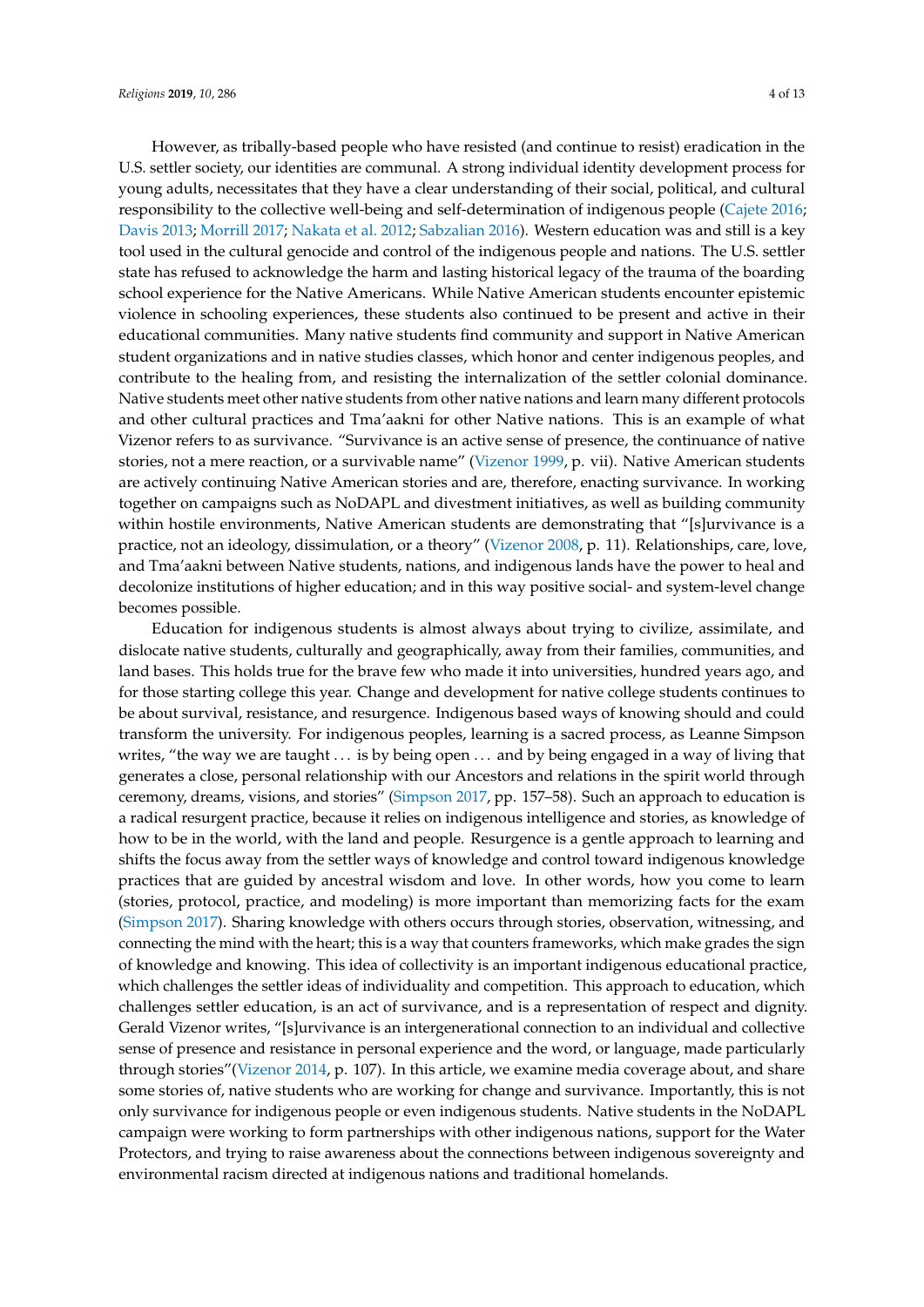However, as tribally-based people who have resisted (and continue to resist) eradication in the U.S. settler society, our identities are communal. A strong individual identity development process for young adults, necessitates that they have a clear understanding of their social, political, and cultural responsibility to the collective well-being and self-determination of indigenous people (Cajete 2016; Davis 2013; Morrill 2017; Nakata et al. 2012; Sabzalian 2016). Western education was and still is a key tool used in the cultural genocide and control of the indigenous people and nations. The U.S. settler state has refused to acknowledge the harm and lasting historical legacy of the trauma of the boarding school experience for the Native Americans. While Native American students encounter epistemic violence in schooling experiences, these students also continued to be present and active in their educational communities. Many native students find community and support in Native American student organizations and in native studies classes, which honor and center indigenous peoples, and contribute to the healing from, and resisting the internalization of the settler colonial dominance. Native students meet other native students from other native nations and learn many different protocols and other cultural practices and Tma'aakni for other Native nations. This is an example of what Vizenor refers to as survivance. "Survivance is an active sense of presence, the continuance of native stories, not a mere reaction, or a survivable name" (Vizenor 1999, p. vii). Native American students are actively continuing Native American stories and are, therefore, enacting survivance. In working together on campaigns such as NoDAPL and divestment initiatives, as well as building community within hostile environments, Native American students are demonstrating that "[s]urvivance is a practice, not an ideology, dissimulation, or a theory" (Vizenor 2008, p. 11). Relationships, care, love, and Tma'aakni between Native students, nations, and indigenous lands have the power to heal and decolonize institutions of higher education; and in this way positive social- and system-level change becomes possible.

Education for indigenous students is almost always about trying to civilize, assimilate, and dislocate native students, culturally and geographically, away from their families, communities, and land bases. This holds true for the brave few who made it into universities, hundred years ago, and for those starting college this year. Change and development for native college students continues to be about survival, resistance, and resurgence. Indigenous based ways of knowing should and could transform the university. For indigenous peoples, learning is a sacred process, as Leanne Simpson writes, "the way we are taught ... is by being open ... and by being engaged in a way of living that generates a close, personal relationship with our Ancestors and relations in the spirit world through ceremony, dreams, visions, and stories" (Simpson 2017, pp. 157–58). Such an approach to education is a radical resurgent practice, because it relies on indigenous intelligence and stories, as knowledge of how to be in the world, with the land and people. Resurgence is a gentle approach to learning and shifts the focus away from the settler ways of knowledge and control toward indigenous knowledge practices that are guided by ancestral wisdom and love. In other words, how you come to learn (stories, protocol, practice, and modeling) is more important than memorizing facts for the exam (Simpson 2017). Sharing knowledge with others occurs through stories, observation, witnessing, and connecting the mind with the heart; this is a way that counters frameworks, which make grades the sign of knowledge and knowing. This idea of collectivity is an important indigenous educational practice, which challenges the settler ideas of individuality and competition. This approach to education, which challenges settler education, is an act of survivance, and is a representation of respect and dignity. Gerald Vizenor writes, "[s]urvivance is an intergenerational connection to an individual and collective sense of presence and resistance in personal experience and the word, or language, made particularly through stories"(Vizenor 2014, p. 107). In this article, we examine media coverage about, and share some stories of, native students who are working for change and survivance. Importantly, this is not only survivance for indigenous people or even indigenous students. Native students in the NoDAPL campaign were working to form partnerships with other indigenous nations, support for the Water Protectors, and trying to raise awareness about the connections between indigenous sovereignty and environmental racism directed at indigenous nations and traditional homelands.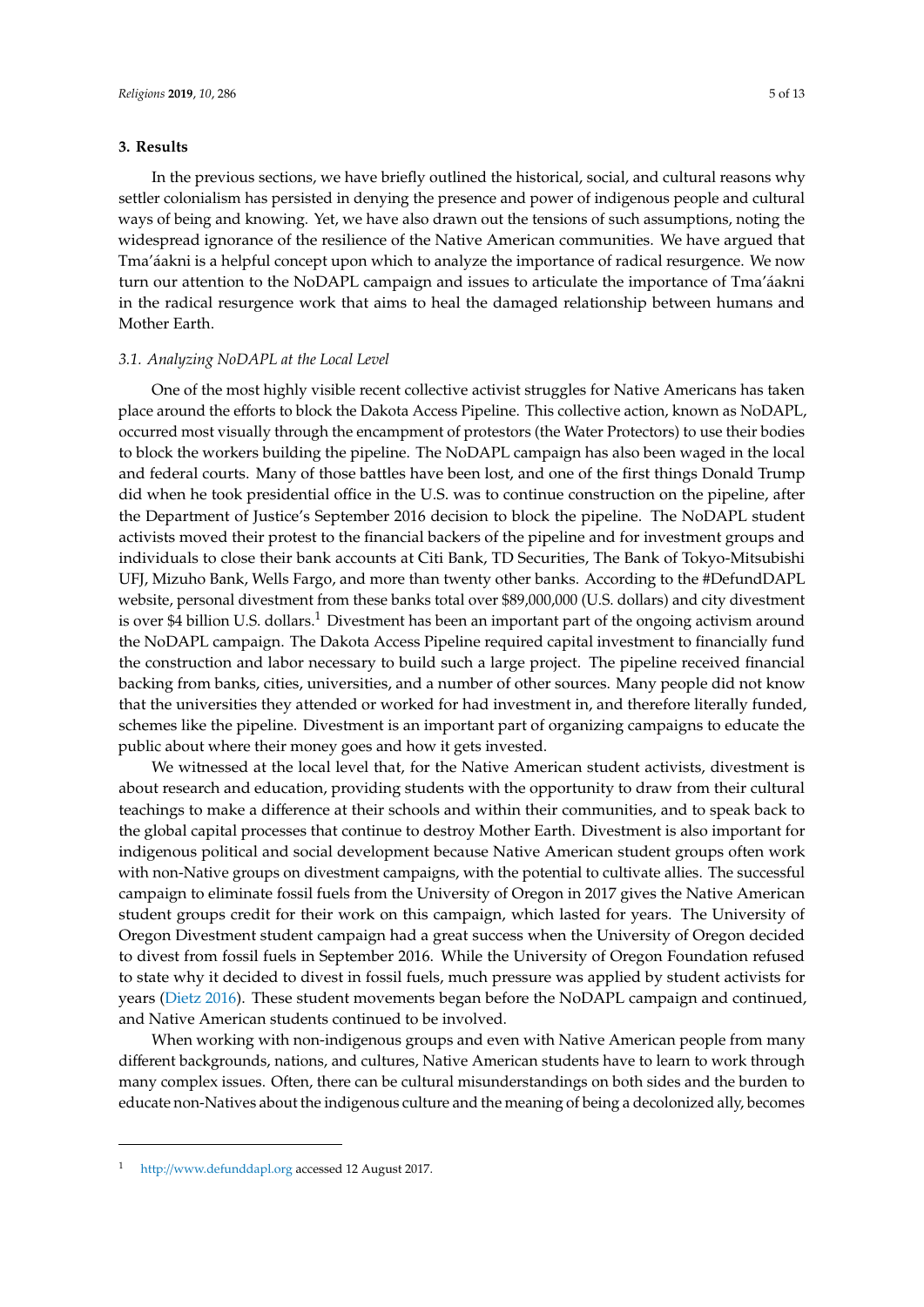## 3. Results

In the previous sections, we have briefly outlined the historical, social, and cultural reasons why settler colonialism has persisted in denying the presence and power of indigenous people and cultural ways of being and knowing. Yet, we have also drawn out the tensions of such assumptions, noting the widespread ignorance of the resilience of the Native American communities. We have argued that Tma'áakni is a helpful concept upon which to analyze the importance of radical resurgence. We now turn our attention to the NoDAPL campaign and issues to articulate the importance of Tma'áakni in the radical resurgence work that aims to heal the damaged relationship between humans and Mother Earth.

### *3.1. Analyzing NoDAPL at the Local Level*

One of the most highly visible recent collective activist struggles for Native Americans has taken place around the efforts to block the Dakota Access Pipeline. This collective action, known as NoDAPL, occurred most visually through the encampment of protestors (the Water Protectors) to use their bodies to block the workers building the pipeline. The NoDAPL campaign has also been waged in the local and federal courts. Many of those battles have been lost, and one of the first things Donald Trump did when he took presidential office in the U.S. was to continue construction on the pipeline, after the Department of Justice's September 2016 decision to block the pipeline. The NoDAPL student activists moved their protest to the financial backers of the pipeline and for investment groups and individuals to close their bank accounts at Citi Bank, TD Securities, The Bank of Tokyo-Mitsubishi UFJ, Mizuho Bank, Wells Fargo, and more than twenty other banks. According to the #DefundDAPL website, personal divestment from these banks total over $89,000,000 (U.S. dollars) and city divestment is over $4 billion U.S. dollars.[1] Divestment has been an important part of the ongoing activism around the NoDAPL campaign. The Dakota Access Pipeline required capital investment to financially fund the construction and labor necessary to build such a large project. The pipeline received financial backing from banks, cities, universities, and a number of other sources. Many people did not know that the universities they attended or worked for had investment in, and therefore literally funded, schemes like the pipeline. Divestment is an important part of organizing campaigns to educate the public about where their money goes and how it gets invested.

We witnessed at the local level that, for the Native American student activists, divestment is about research and education, providing students with the opportunity to draw from their cultural teachings to make a difference at their schools and within their communities, and to speak back to the global capital processes that continue to destroy Mother Earth. Divestment is also important for indigenous political and social development because Native American student groups often work with non-Native groups on divestment campaigns, with the potential to cultivate allies. The successful campaign to eliminate fossil fuels from the University of Oregon in 2017 gives the Native American student groups credit for their work on this campaign, which lasted for years. The University of Oregon Divestment student campaign had a great success when the University of Oregon decided to divest from fossil fuels in September 2016. While the University of Oregon Foundation refused to state why it decided to divest in fossil fuels, much pressure was applied by student activists for years (Dietz 2016). These student movements began before the NoDAPL campaign and continued, and Native American students continued to be involved.

When working with non-indigenous groups and even with Native American people from many different backgrounds, nations, and cultures, Native American students have to learn to work through many complex issues. Often, there can be cultural misunderstandings on both sides and the burden to educate non-Natives about the indigenous culture and the meaning of being a decolonized ally, becomes

---

[1] http://www.defunddapl.org accessed 12 August 2017.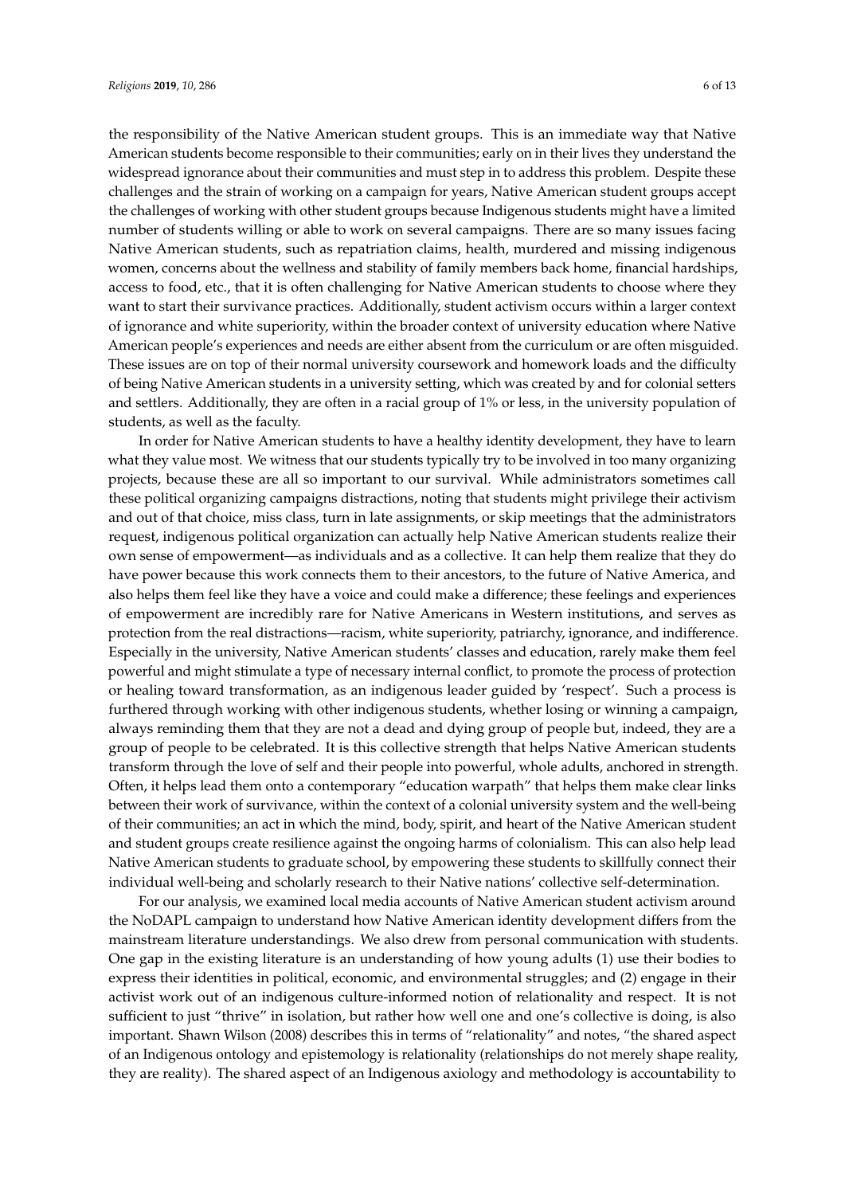the responsibility of the Native American student groups. This is an immediate way that Native American students become responsible to their communities; early on in their lives they understand the widespread ignorance about their communities and must step in to address this problem. Despite these challenges and the strain of working on a campaign for years, Native American student groups accept the challenges of working with other student groups because Indigenous students might have a limited number of students willing or able to work on several campaigns. There are so many issues facing Native American students, such as repatriation claims, health, murdered and missing indigenous women, concerns about the wellness and stability of family members back home, financial hardships, access to food, etc., that it is often challenging for Native American students to choose where they want to start their survivance practices. Additionally, student activism occurs within a larger context of ignorance and white superiority, within the broader context of university education where Native American people's experiences and needs are either absent from the curriculum or are often misguided. These issues are on top of their normal university coursework and homework loads and the difficulty of being Native American students in a university setting, which was created by and for colonial setters and settlers. Additionally, they are often in a racial group of 1% or less, in the university population of students, as well as the faculty.

In order for Native American students to have a healthy identity development, they have to learn what they value most. We witness that our students typically try to be involved in too many organizing projects, because these are all so important to our survival. While administrators sometimes call these political organizing campaigns distractions, noting that students might privilege their activism and out of that choice, miss class, turn in late assignments, or skip meetings that the administrators request, indigenous political organization can actually help Native American students realize their own sense of empowerment—as individuals and as a collective. It can help them realize that they do have power because this work connects them to their ancestors, to the future of Native America, and also helps them feel like they have a voice and could make a difference; these feelings and experiences of empowerment are incredibly rare for Native Americans in Western institutions, and serves as protection from the real distractions—racism, white superiority, patriarchy, ignorance, and indifference. Especially in the university, Native American students' classes and education, rarely make them feel powerful and might stimulate a type of necessary internal conflict, to promote the process of protection or healing toward transformation, as an indigenous leader guided by 'respect'. Such a process is furthered through working with other indigenous students, whether losing or winning a campaign, always reminding them that they are not a dead and dying group of people but, indeed, they are a group of people to be celebrated. It is this collective strength that helps Native American students transform through the love of self and their people into powerful, whole adults, anchored in strength. Often, it helps lead them onto a contemporary "education warpath" that helps them make clear links between their work of survivance, within the context of a colonial university system and the well-being of their communities; an act in which the mind, body, spirit, and heart of the Native American student and student groups create resilience against the ongoing harms of colonialism. This can also help lead Native American students to graduate school, by empowering these students to skillfully connect their individual well-being and scholarly research to their Native nations' collective self-determination.

For our analysis, we examined local media accounts of Native American student activism around the NoDAPL campaign to understand how Native American identity development differs from the mainstream literature understandings. We also drew from personal communication with students. One gap in the existing literature is an understanding of how young adults (1) use their bodies to express their identities in political, economic, and environmental struggles; and (2) engage in their activist work out of an indigenous culture-informed notion of relationality and respect. It is not sufficient to just "thrive" in isolation, but rather how well one and one's collective is doing, is also important. Shawn Wilson (2008) describes this in terms of "relationality" and notes, "the shared aspect of an Indigenous ontology and epistemology is relationality (relationships do not merely shape reality, they are reality). The shared aspect of an Indigenous axiology and methodology is accountability to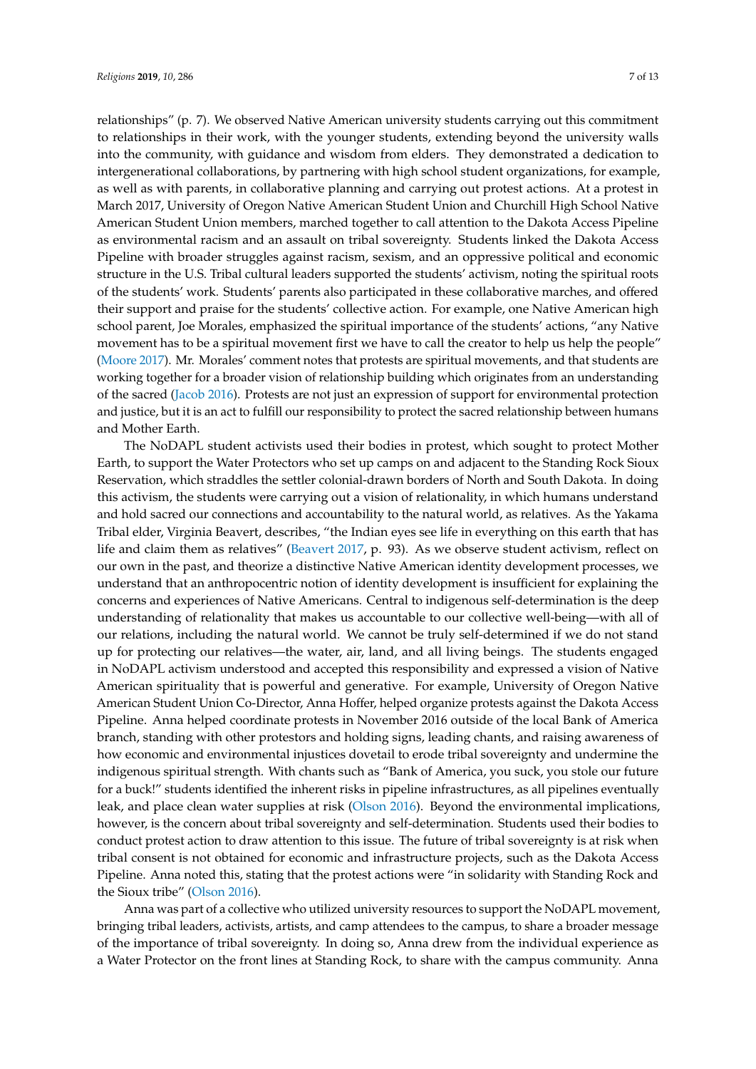relationships" (p. 7). We observed Native American university students carrying out this commitment to relationships in their work, with the younger students, extending beyond the university walls into the community, with guidance and wisdom from elders. They demonstrated a dedication to intergenerational collaborations, by partnering with high school student organizations, for example, as well as with parents, in collaborative planning and carrying out protest actions. At a protest in March 2017, University of Oregon Native American Student Union and Churchill High School Native American Student Union members, marched together to call attention to the Dakota Access Pipeline as environmental racism and an assault on tribal sovereignty. Students linked the Dakota Access Pipeline with broader struggles against racism, sexism, and an oppressive political and economic structure in the U.S. Tribal cultural leaders supported the students' activism, noting the spiritual roots of the students' work. Students' parents also participated in these collaborative marches, and offered their support and praise for the students' collective action. For example, one Native American high school parent, Joe Morales, emphasized the spiritual importance of the students' actions, "any Native movement has to be a spiritual movement first we have to call the creator to help us help the people" (Moore 2017). Mr. Morales' comment notes that protests are spiritual movements, and that students are working together for a broader vision of relationship building which originates from an understanding of the sacred (Jacob 2016). Protests are not just an expression of support for environmental protection and justice, but it is an act to fulfill our responsibility to protect the sacred relationship between humans and Mother Earth.

The NoDAPL student activists used their bodies in protest, which sought to protect Mother Earth, to support the Water Protectors who set up camps on and adjacent to the Standing Rock Sioux Reservation, which straddles the settler colonial-drawn borders of North and South Dakota. In doing this activism, the students were carrying out a vision of relationality, in which humans understand and hold sacred our connections and accountability to the natural world, as relatives. As the Yakama Tribal elder, Virginia Beavert, describes, "the Indian eyes see life in everything on this earth that has life and claim them as relatives" (Beavert 2017, p. 93). As we observe student activism, reflect on our own in the past, and theorize a distinctive Native American identity development processes, we understand that an anthropocentric notion of identity development is insufficient for explaining the concerns and experiences of Native Americans. Central to indigenous self-determination is the deep understanding of relationality that makes us accountable to our collective well-being—with all of our relations, including the natural world. We cannot be truly self-determined if we do not stand up for protecting our relatives—the water, air, land, and all living beings. The students engaged in NoDAPL activism understood and accepted this responsibility and expressed a vision of Native American spirituality that is powerful and generative. For example, University of Oregon Native American Student Union Co-Director, Anna Hoffer, helped organize protests against the Dakota Access Pipeline. Anna helped coordinate protests in November 2016 outside of the local Bank of America branch, standing with other protestors and holding signs, leading chants, and raising awareness of how economic and environmental injustices dovetail to erode tribal sovereignty and undermine the indigenous spiritual strength. With chants such as "Bank of America, you suck, you stole our future for a buck!" students identified the inherent risks in pipeline infrastructures, as all pipelines eventually leak, and place clean water supplies at risk (Olson 2016). Beyond the environmental implications, however, is the concern about tribal sovereignty and self-determination. Students used their bodies to conduct protest action to draw attention to this issue. The future of tribal sovereignty is at risk when tribal consent is not obtained for economic and infrastructure projects, such as the Dakota Access Pipeline. Anna noted this, stating that the protest actions were "in solidarity with Standing Rock and the Sioux tribe" (Olson 2016).

Anna was part of a collective who utilized university resources to support the NoDAPL movement, bringing tribal leaders, activists, artists, and camp attendees to the campus, to share a broader message of the importance of tribal sovereignty. In doing so, Anna drew from the individual experience as a Water Protector on the front lines at Standing Rock, to share with the campus community. Anna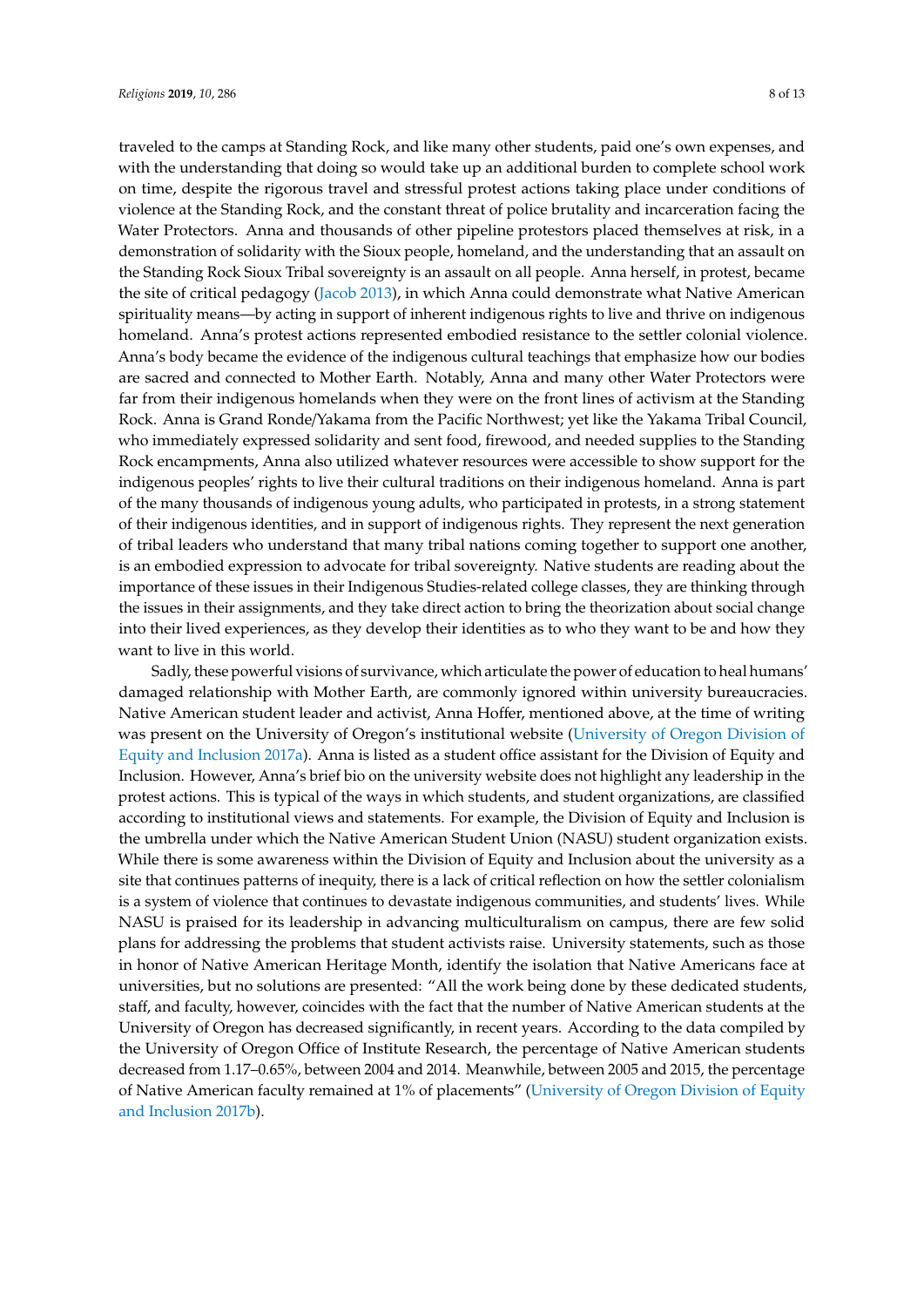traveled to the camps at Standing Rock, and like many other students, paid one's own expenses, and with the understanding that doing so would take up an additional burden to complete school work on time, despite the rigorous travel and stressful protest actions taking place under conditions of violence at the Standing Rock, and the constant threat of police brutality and incarceration facing the Water Protectors. Anna and thousands of other pipeline protestors placed themselves at risk, in a demonstration of solidarity with the Sioux people, homeland, and the understanding that an assault on the Standing Rock Sioux Tribal sovereignty is an assault on all people. Anna herself, in protest, became the site of critical pedagogy (Jacob 2013), in which Anna could demonstrate what Native American spirituality means—by acting in support of inherent indigenous rights to live and thrive on indigenous homeland. Anna's protest actions represented embodied resistance to the settler colonial violence. Anna's body became the evidence of the indigenous cultural teachings that emphasize how our bodies are sacred and connected to Mother Earth. Notably, Anna and many other Water Protectors were far from their indigenous homelands when they were on the front lines of activism at the Standing Rock. Anna is Grand Ronde/Yakama from the Pacific Northwest; yet like the Yakama Tribal Council, who immediately expressed solidarity and sent food, firewood, and needed supplies to the Standing Rock encampments, Anna also utilized whatever resources were accessible to show support for the indigenous peoples' rights to live their cultural traditions on their indigenous homeland. Anna is part of the many thousands of indigenous young adults, who participated in protests, in a strong statement of their indigenous identities, and in support of indigenous rights. They represent the next generation of tribal leaders who understand that many tribal nations coming together to support one another, is an embodied expression to advocate for tribal sovereignty. Native students are reading about the importance of these issues in their Indigenous Studies-related college classes, they are thinking through the issues in their assignments, and they take direct action to bring the theorization about social change into their lived experiences, as they develop their identities as to who they want to be and how they want to live in this world.

Sadly, these powerful visions of survivance, which articulate the power of education to heal humans' damaged relationship with Mother Earth, are commonly ignored within university bureaucracies. Native American student leader and activist, Anna Hoffer, mentioned above, at the time of writing was present on the University of Oregon's institutional website (University of Oregon Division of Equity and Inclusion 2017a). Anna is listed as a student office assistant for the Division of Equity and Inclusion. However, Anna's brief bio on the university website does not highlight any leadership in the protest actions. This is typical of the ways in which students, and student organizations, are classified according to institutional views and statements. For example, the Division of Equity and Inclusion is the umbrella under which the Native American Student Union (NASU) student organization exists. While there is some awareness within the Division of Equity and Inclusion about the university as a site that continues patterns of inequity, there is a lack of critical reflection on how the settler colonialism is a system of violence that continues to devastate indigenous communities, and students' lives. While NASU is praised for its leadership in advancing multiculturalism on campus, there are few solid plans for addressing the problems that student activists raise. University statements, such as those in honor of Native American Heritage Month, identify the isolation that Native Americans face at universities, but no solutions are presented: "All the work being done by these dedicated students, staff, and faculty, however, coincides with the fact that the number of Native American students at the University of Oregon has decreased significantly, in recent years. According to the data compiled by the University of Oregon Office of Institute Research, the percentage of Native American students decreased from 1.17–0.65%, between 2004 and 2014. Meanwhile, between 2005 and 2015, the percentage of Native American faculty remained at 1% of placements" (University of Oregon Division of Equity and Inclusion 2017b).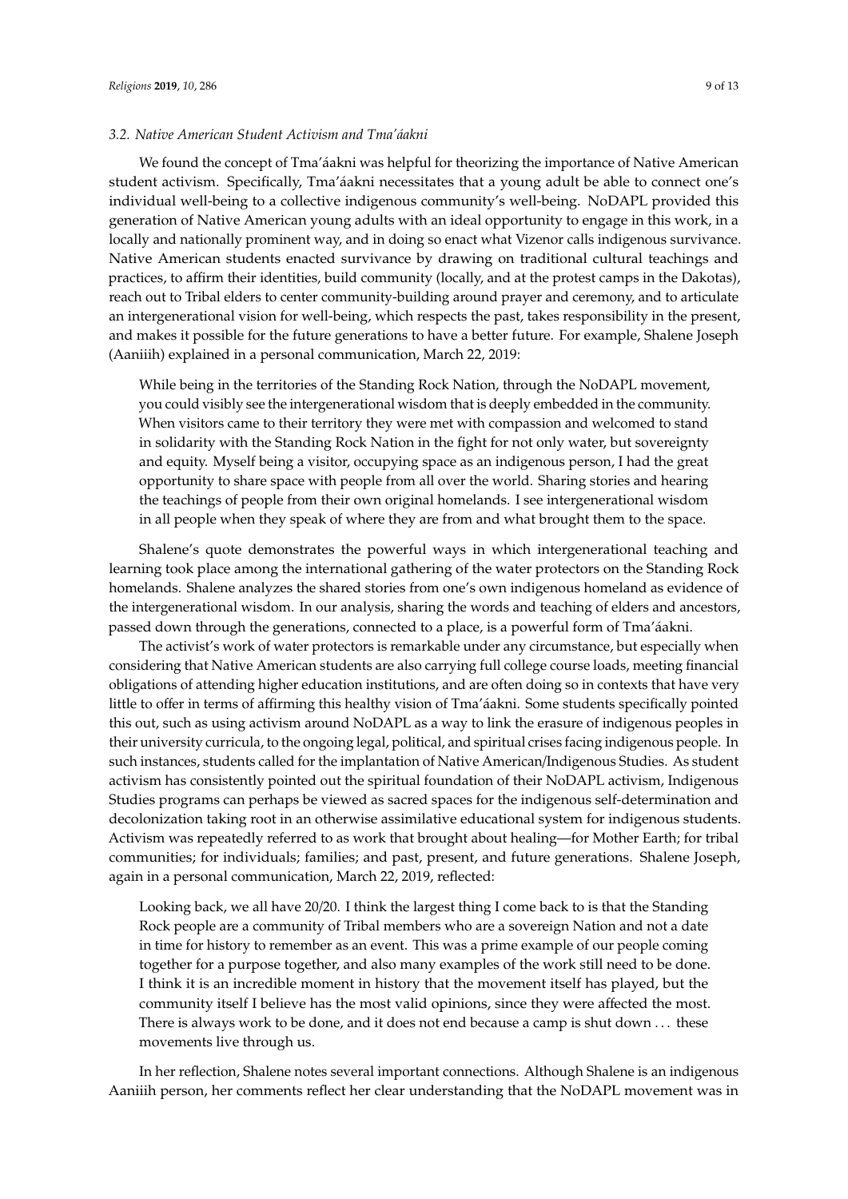### 3.2. Native American Student Activism and Tma'áakni

We found the concept of Tma'áakni was helpful for theorizing the importance of Native American student activism. Specifically, Tma'áakni necessitates that a young adult be able to connect one's individual well-being to a collective indigenous community's well-being. NoDAPL provided this generation of Native American young adults with an ideal opportunity to engage in this work, in a locally and nationally prominent way, and in doing so enact what Vizenor calls indigenous survivance. Native American students enacted survivance by drawing on traditional cultural teachings and practices, to affirm their identities, build community (locally, and at the protest camps in the Dakotas), reach out to Tribal elders to center community-building around prayer and ceremony, and to articulate an intergenerational vision for well-being, which respects the past, takes responsibility in the present, and makes it possible for the future generations to have a better future. For example, Shalene Joseph (Aaniiih) explained in a personal communication, March 22, 2019:

> While being in the territories of the Standing Rock Nation, through the NoDAPL movement, you could visibly see the intergenerational wisdom that is deeply embedded in the community. When visitors came to their territory they were met with compassion and welcomed to stand in solidarity with the Standing Rock Nation in the fight for not only water, but sovereignty and equity. Myself being a visitor, occupying space as an indigenous person, I had the great opportunity to share space with people from all over the world. Sharing stories and hearing the teachings of people from their own original homelands. I see intergenerational wisdom in all people when they speak of where they are from and what brought them to the space.

Shalene's quote demonstrates the powerful ways in which intergenerational teaching and learning took place among the international gathering of the water protectors on the Standing Rock homelands. Shalene analyzes the shared stories from one's own indigenous homeland as evidence of the intergenerational wisdom. In our analysis, sharing the words and teaching of elders and ancestors, passed down through the generations, connected to a place, is a powerful form of Tma'áakni.

The activist's work of water protectors is remarkable under any circumstance, but especially when considering that Native American students are also carrying full college course loads, meeting financial obligations of attending higher education institutions, and are often doing so in contexts that have very little to offer in terms of affirming this healthy vision of Tma'áakni. Some students specifically pointed this out, such as using activism around NoDAPL as a way to link the erasure of indigenous peoples in their university curricula, to the ongoing legal, political, and spiritual crises facing indigenous people. In such instances, students called for the implantation of Native American/Indigenous Studies. As student activism has consistently pointed out the spiritual foundation of their NoDAPL activism, Indigenous Studies programs can perhaps be viewed as sacred spaces for the indigenous self-determination and decolonization taking root in an otherwise assimilative educational system for indigenous students. Activism was repeatedly referred to as work that brought about healing—for Mother Earth; for tribal communities; for individuals; families; and past, present, and future generations. Shalene Joseph, again in a personal communication, March 22, 2019, reflected:

> Looking back, we all have 20/20. I think the largest thing I come back to is that the Standing Rock people are a community of Tribal members who are a sovereign Nation and not a date in time for history to remember as an event. This was a prime example of our people coming together for a purpose together, and also many examples of the work still need to be done. I think it is an incredible moment in history that the movement itself has played, but the community itself I believe has the most valid opinions, since they were affected the most. There is always work to be done, and it does not end because a camp is shut down ... these movements live through us.

In her reflection, Shalene notes several important connections. Although Shalene is an indigenous Aaniiih person, her comments reflect her clear understanding that the NoDAPL movement was in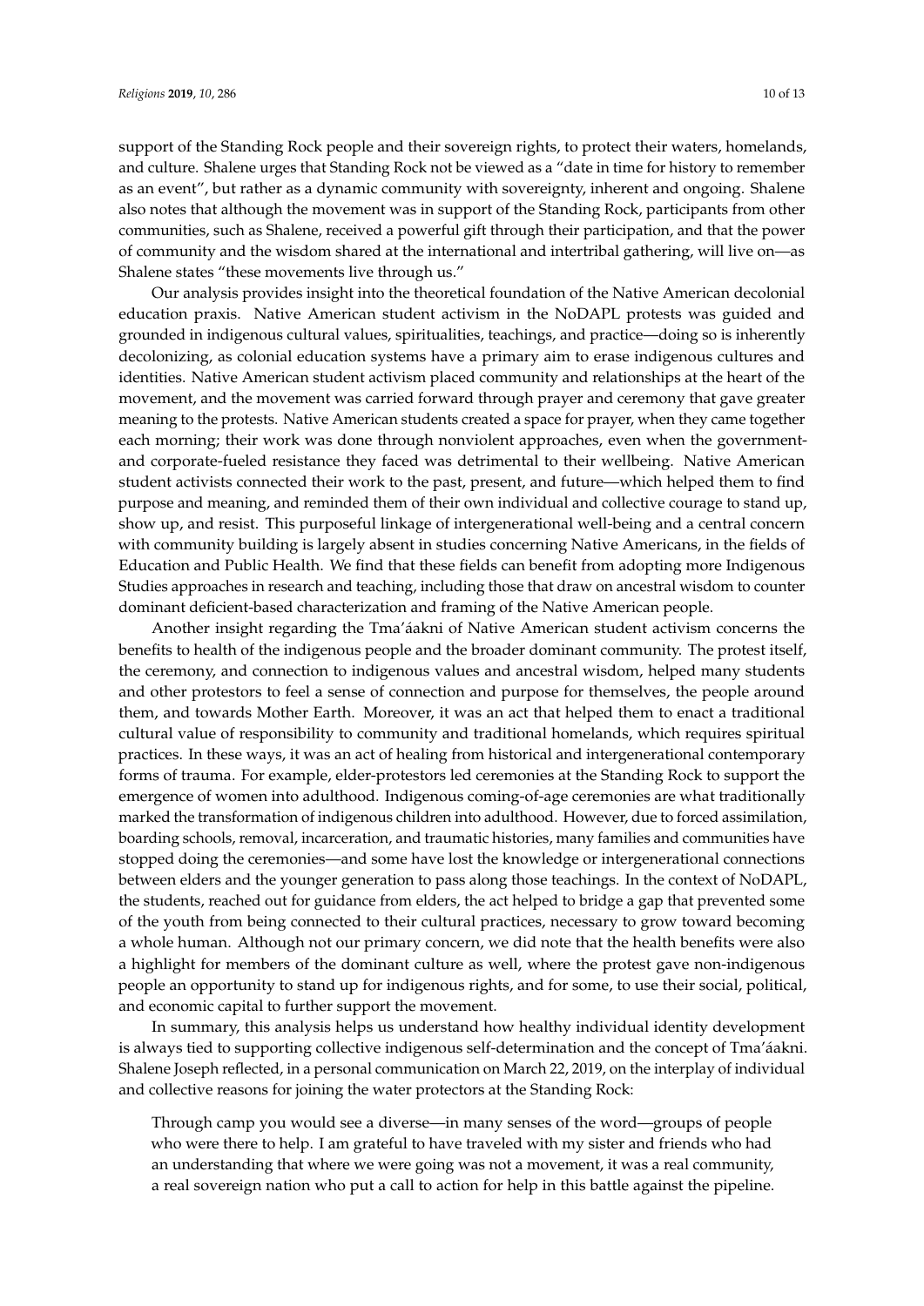support of the Standing Rock people and their sovereign rights, to protect their waters, homelands, and culture. Shalene urges that Standing Rock not be viewed as a "date in time for history to remember as an event", but rather as a dynamic community with sovereignty, inherent and ongoing. Shalene also notes that although the movement was in support of the Standing Rock, participants from other communities, such as Shalene, received a powerful gift through their participation, and that the power of community and the wisdom shared at the international and intertribal gathering, will live on—as Shalene states "these movements live through us."

Our analysis provides insight into the theoretical foundation of the Native American decolonial education praxis. Native American student activism in the NoDAPL protests was guided and grounded in indigenous cultural values, spiritualities, teachings, and practice—doing so is inherently decolonizing, as colonial education systems have a primary aim to erase indigenous cultures and identities. Native American student activism placed community and relationships at the heart of the movement, and the movement was carried forward through prayer and ceremony that gave greater meaning to the protests. Native American students created a space for prayer, when they came together each morning; their work was done through nonviolent approaches, even when the government- and corporate-fueled resistance they faced was detrimental to their wellbeing. Native American student activists connected their work to the past, present, and future—which helped them to find purpose and meaning, and reminded them of their own individual and collective courage to stand up, show up, and resist. This purposeful linkage of intergenerational well-being and a central concern with community building is largely absent in studies concerning Native Americans, in the fields of Education and Public Health. We find that these fields can benefit from adopting more Indigenous Studies approaches in research and teaching, including those that draw on ancestral wisdom to counter dominant deficient-based characterization and framing of the Native American people.

Another insight regarding the Tma'áakni of Native American student activism concerns the benefits to health of the indigenous people and the broader dominant community. The protest itself, the ceremony, and connection to indigenous values and ancestral wisdom, helped many students and other protestors to feel a sense of connection and purpose for themselves, the people around them, and towards Mother Earth. Moreover, it was an act that helped them to enact a traditional cultural value of responsibility to community and traditional homelands, which requires spiritual practices. In these ways, it was an act of healing from historical and intergenerational contemporary forms of trauma. For example, elder-protestors led ceremonies at the Standing Rock to support the emergence of women into adulthood. Indigenous coming-of-age ceremonies are what traditionally marked the transformation of indigenous children into adulthood. However, due to forced assimilation, boarding schools, removal, incarceration, and traumatic histories, many families and communities have stopped doing the ceremonies—and some have lost the knowledge or intergenerational connections between elders and the younger generation to pass along those teachings. In the context of NoDAPL, the students, reached out for guidance from elders, the act helped to bridge a gap that prevented some of the youth from being connected to their cultural practices, necessary to grow toward becoming a whole human. Although not our primary concern, we did note that the health benefits were also a highlight for members of the dominant culture as well, where the protest gave non-indigenous people an opportunity to stand up for indigenous rights, and for some, to use their social, political, and economic capital to further support the movement.

In summary, this analysis helps us understand how healthy individual identity development is always tied to supporting collective indigenous self-determination and the concept of Tma'áakni. Shalene Joseph reflected, in a personal communication on March 22, 2019, on the interplay of individual and collective reasons for joining the water protectors at the Standing Rock:

> Through camp you would see a diverse—in many senses of the word—groups of people who were there to help. I am grateful to have traveled with my sister and friends who had an understanding that where we were going was not a movement, it was a real community, a real sovereign nation who put a call to action for help in this battle against the pipeline.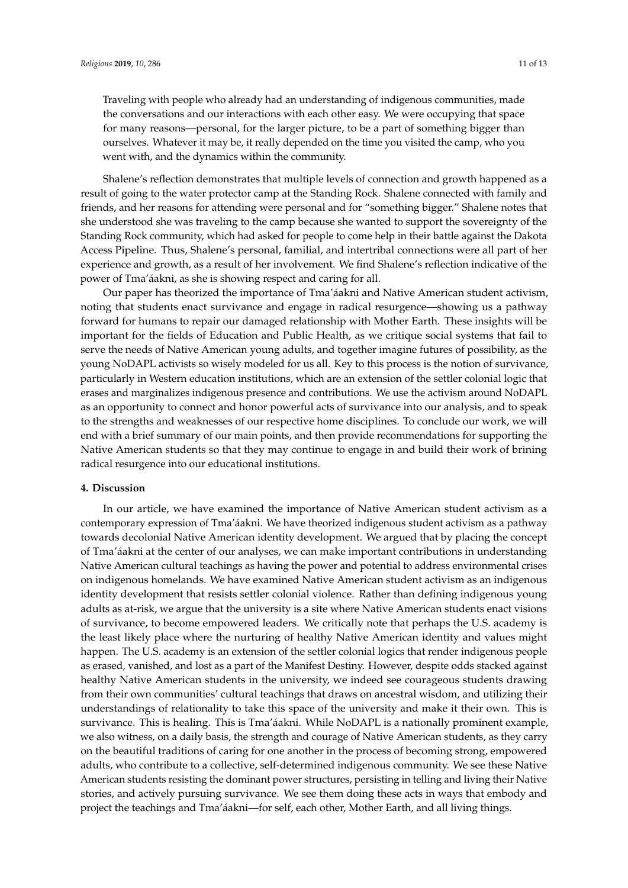> Traveling with people who already had an understanding of indigenous communities, made the conversations and our interactions with each other easy. We were occupying that space for many reasons—personal, for the larger picture, to be a part of something bigger than ourselves. Whatever it may be, it really depended on the time you visited the camp, who you went with, and the dynamics within the community.

Shalene's reflection demonstrates that multiple levels of connection and growth happened as a result of going to the water protector camp at the Standing Rock. Shalene connected with family and friends, and her reasons for attending were personal and for "something bigger." Shalene notes that she understood she was traveling to the camp because she wanted to support the sovereignty of the Standing Rock community, which had asked for people to come help in their battle against the Dakota Access Pipeline. Thus, Shalene's personal, familial, and intertribal connections were all part of her experience and growth, as a result of her involvement. We find Shalene's reflection indicative of the power of Tma'áakni, as she is showing respect and caring for all.

Our paper has theorized the importance of Tma'áakni and Native American student activism, noting that students enact survivance and engage in radical resurgence—showing us a pathway forward for humans to repair our damaged relationship with Mother Earth. These insights will be important for the fields of Education and Public Health, as we critique social systems that fail to serve the needs of Native American young adults, and together imagine futures of possibility, as the young NoDAPL activists so wisely modeled for us all. Key to this process is the notion of survivance, particularly in Western education institutions, which are an extension of the settler colonial logic that erases and marginalizes indigenous presence and contributions. We use the activism around NoDAPL as an opportunity to connect and honor powerful acts of survivance into our analysis, and to speak to the strengths and weaknesses of our respective home disciplines. To conclude our work, we will end with a brief summary of our main points, and then provide recommendations for supporting the Native American students so that they may continue to engage in and build their work of brining radical resurgence into our educational institutions.

## 4. Discussion

In our article, we have examined the importance of Native American student activism as a contemporary expression of Tma'áakni. We have theorized indigenous student activism as a pathway towards decolonial Native American identity development. We argued that by placing the concept of Tma'áakni at the center of our analyses, we can make important contributions in understanding Native American cultural teachings as having the power and potential to address environmental crises on indigenous homelands. We have examined Native American student activism as an indigenous identity development that resists settler colonial violence. Rather than defining indigenous young adults as at-risk, we argue that the university is a site where Native American students enact visions of survivance, to become empowered leaders. We critically note that perhaps the U.S. academy is the least likely place where the nurturing of healthy Native American identity and values might happen. The U.S. academy is an extension of the settler colonial logics that render indigenous people as erased, vanished, and lost as a part of the Manifest Destiny. However, despite odds stacked against healthy Native American students in the university, we indeed see courageous students drawing from their own communities' cultural teachings that draws on ancestral wisdom, and utilizing their understandings of relationality to take this space of the university and make it their own. This is survivance. This is healing. This is Tma'áakni. While NoDAPL is a nationally prominent example, we also witness, on a daily basis, the strength and courage of Native American students, as they carry on the beautiful traditions of caring for one another in the process of becoming strong, empowered adults, who contribute to a collective, self-determined indigenous community. We see these Native American students resisting the dominant power structures, persisting in telling and living their Native stories, and actively pursuing survivance. We see them doing these acts in ways that embody and project the teachings and Tma'áakni—for self, each other, Mother Earth, and all living things.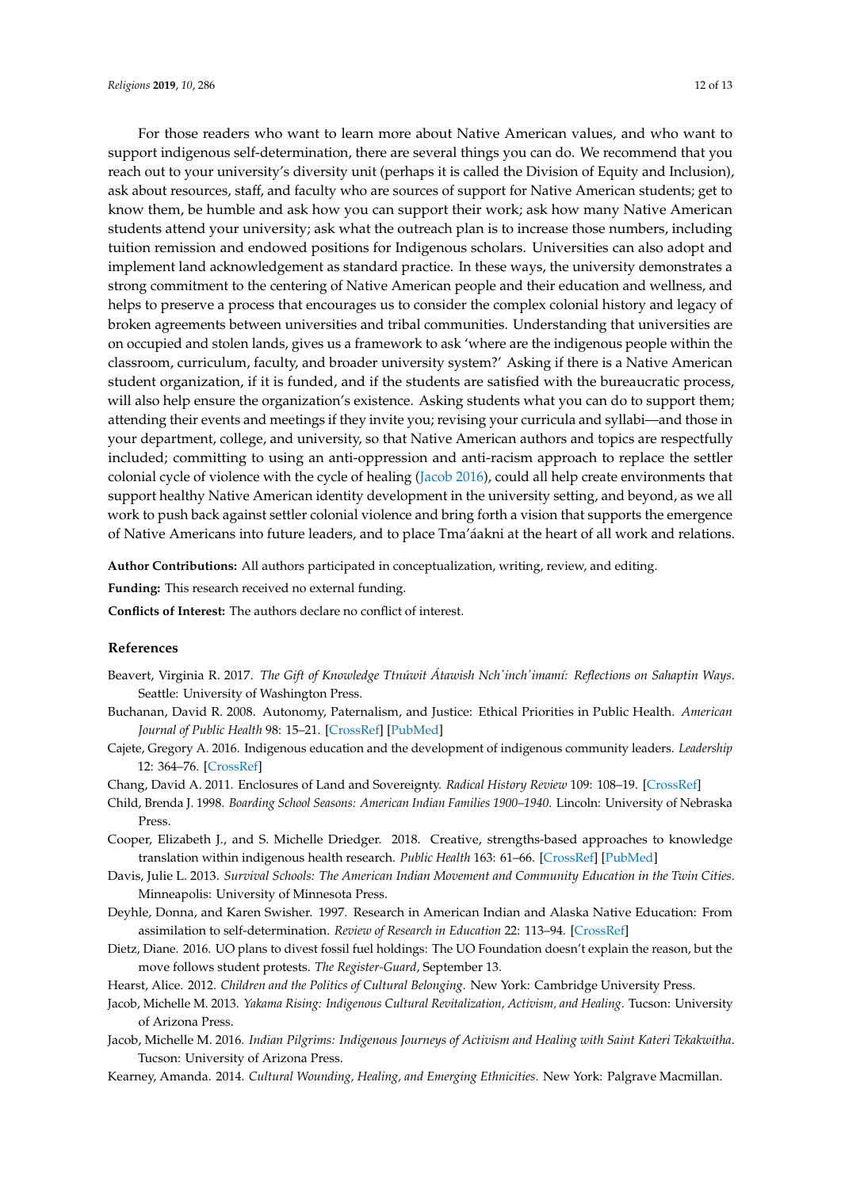For those readers who want to learn more about Native American values, and who want to support indigenous self-determination, there are several things you can do. We recommend that you reach out to your university's diversity unit (perhaps it is called the Division of Equity and Inclusion), ask about resources, staff, and faculty who are sources of support for Native American students; get to know them, be humble and ask how you can support their work; ask how many Native American students attend your university; ask what the outreach plan is to increase those numbers, including tuition remission and endowed positions for Indigenous scholars. Universities can also adopt and implement land acknowledgement as standard practice. In these ways, the university demonstrates a strong commitment to the centering of Native American people and their education and wellness, and helps to preserve a process that encourages us to consider the complex colonial history and legacy of broken agreements between universities and tribal communities. Understanding that universities are on occupied and stolen lands, gives us a framework to ask 'where are the indigenous people within the classroom, curriculum, faculty, and broader university system?' Asking if there is a Native American student organization, if it is funded, and if the students are satisfied with the bureaucratic process, will also help ensure the organization's existence. Asking students what you can do to support them; attending their events and meetings if they invite you; revising your curricula and syllabi—and those in your department, college, and university, so that Native American authors and topics are respectfully included; committing to using an anti-oppression and anti-racism approach to replace the settler colonial cycle of violence with the cycle of healing (Jacob 2016), could all help create environments that support healthy Native American identity development in the university setting, and beyond, as we all work to push back against settler colonial violence and bring forth a vision that supports the emergence of Native Americans into future leaders, and to place Tma'áakni at the heart of all work and relations.

**Author Contributions:** All authors participated in conceptualization, writing, review, and editing.

**Funding:** This research received no external funding.

**Conflicts of Interest:** The authors declare no conflict of interest.

## References

Beavert, Virginia R. 2017. *The Gift of Knowledge Ttnúwit Átawish Nch'inch'imamí: Reflections on Sahaptin Ways*. Seattle: University of Washington Press.

Buchanan, David R. 2008. Autonomy, Paternalism, and Justice: Ethical Priorities in Public Health. *American Journal of Public Health* 98: 15–21. [CrossRef] [PubMed]

Cajete, Gregory A. 2016. Indigenous education and the development of indigenous community leaders. *Leadership* 12: 364–76. [CrossRef]

Chang, David A. 2011. Enclosures of Land and Sovereignty. *Radical History Review* 109: 108–19. [CrossRef]

Child, Brenda J. 1998. *Boarding School Seasons: American Indian Families 1900–1940*. Lincoln: University of Nebraska Press.

Cooper, Elizabeth J., and S. Michelle Driedger. 2018. Creative, strengths-based approaches to knowledge translation within indigenous health research. *Public Health* 163: 61–66. [CrossRef] [PubMed]

Davis, Julie L. 2013. *Survival Schools: The American Indian Movement and Community Education in the Twin Cities*. Minneapolis: University of Minnesota Press.

Deyhle, Donna, and Karen Swisher. 1997. Research in American Indian and Alaska Native Education: From assimilation to self-determination. *Review of Research in Education* 22: 113–94. [CrossRef]

Dietz, Diane. 2016. UO plans to divest fossil fuel holdings: The UO Foundation doesn't explain the reason, but the move follows student protests. *The Register-Guard*, September 13.

Hearst, Alice. 2012. *Children and the Politics of Cultural Belonging*. New York: Cambridge University Press.

Jacob, Michelle M. 2013. *Yakama Rising: Indigenous Cultural Revitalization, Activism, and Healing*. Tucson: University of Arizona Press.

Jacob, Michelle M. 2016. *Indian Pilgrims: Indigenous Journeys of Activism and Healing with Saint Kateri Tekakwitha*. Tucson: University of Arizona Press.

Kearney, Amanda. 2014. *Cultural Wounding, Healing, and Emerging Ethnicities*. New York: Palgrave Macmillan.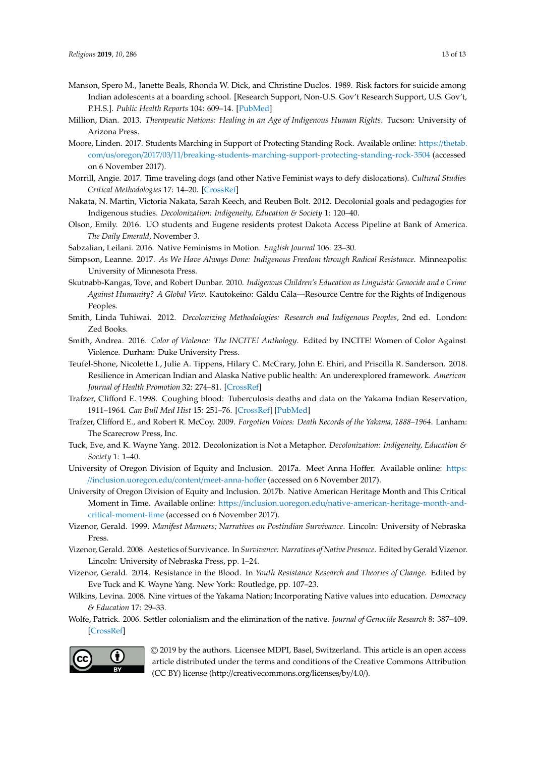Manson, Spero M., Janette Beals, Rhonda W. Dick, and Christine Duclos. 1989. Risk factors for suicide among Indian adolescents at a boarding school. [Research Support, Non-U.S. Gov't Research Support, U.S. Gov't, P.H.S.]. *Public Health Reports* 104: 609–14. [PubMed]

Million, Dian. 2013. *Therapeutic Nations: Healing in an Age of Indigenous Human Rights*. Tucson: University of Arizona Press.

Moore, Linden. 2017. Students Marching in Support of Protecting Standing Rock. Available online: https://thetab.com/us/oregon/2017/03/11/breaking-students-marching-support-protecting-standing-rock-3504 (accessed on 6 November 2017).

Morrill, Angie. 2017. Time traveling dogs (and other Native Feminist ways to defy dislocations). *Cultural Studies Critical Methodologies* 17: 14–20. [CrossRef]

Nakata, N. Martin, Victoria Nakata, Sarah Keech, and Reuben Bolt. 2012. Decolonial goals and pedagogies for Indigenous studies. *Decolonization: Indigeneity, Education & Society* 1: 120–40.

Olson, Emily. 2016. UO students and Eugene residents protest Dakota Access Pipeline at Bank of America. *The Daily Emerald*, November 3.

Sabzalian, Leilani. 2016. Native Feminisms in Motion. *English Journal* 106: 23–30.

Simpson, Leanne. 2017. *As We Have Always Done: Indigenous Freedom through Radical Resistance*. Minneapolis: University of Minnesota Press.

Skutnabb-Kangas, Tove, and Robert Dunbar. 2010. *Indigenous Children's Education as Linguistic Genocide and a Crime Against Humanity? A Global View*. Kautokeino: Gáldu Cála—Resource Centre for the Rights of Indigenous Peoples.

Smith, Linda Tuhiwai. 2012. *Decolonizing Methodologies: Research and Indigenous Peoples*, 2nd ed. London: Zed Books.

Smith, Andrea. 2016. *Color of Violence: The INCITE! Anthology*. Edited by INCITE! Women of Color Against Violence. Durham: Duke University Press.

Teufel-Shone, Nicolette I., Julie A. Tippens, Hilary C. McCrary, John E. Ehiri, and Priscilla R. Sanderson. 2018. Resilience in American Indian and Alaska Native public health: An underexplored framework. *American Journal of Health Promotion* 32: 274–81. [CrossRef]

Trafzer, Clifford E. 1998. Coughing blood: Tuberculosis deaths and data on the Yakama Indian Reservation, 1911–1964. *Can Bull Med Hist* 15: 251–76. [CrossRef] [PubMed]

Trafzer, Clifford E., and Robert R. McCoy. 2009. *Forgotten Voices: Death Records of the Yakama, 1888–1964*. Lanham: The Scarecrow Press, Inc.

Tuck, Eve, and K. Wayne Yang. 2012. Decolonization is Not a Metaphor. *Decolonization: Indigeneity, Education & Society* 1: 1–40.

University of Oregon Division of Equity and Inclusion. 2017a. Meet Anna Hoffer. Available online: https://inclusion.uoregon.edu/content/meet-anna-hoffer (accessed on 6 November 2017).

University of Oregon Division of Equity and Inclusion. 2017b. Native American Heritage Month and This Critical Moment in Time. Available online: https://inclusion.uoregon.edu/native-american-heritage-month-and-critical-moment-time (accessed on 6 November 2017).

Vizenor, Gerald. 1999. *Manifest Manners; Narratives on Postindian Survivance*. Lincoln: University of Nebraska Press.

Vizenor, Gerald. 2008. Aestetics of Survivance. In *Survivance: Narratives of Native Presence*. Edited by Gerald Vizenor. Lincoln: University of Nebraska Press, pp. 1–24.

Vizenor, Gerald. 2014. Resistance in the Blood. In *Youth Resistance Research and Theories of Change*. Edited by Eve Tuck and K. Wayne Yang. New York: Routledge, pp. 107–23.

Wilkins, Levina. 2008. Nine virtues of the Yakama Nation; Incorporating Native values into education. *Democracy & Education* 17: 29–33.

Wolfe, Patrick. 2006. Settler colonialism and the elimination of the native. *Journal of Genocide Research* 8: 387–409. [CrossRef]

© 2019 by the authors. Licensee MDPI, Basel, Switzerland. This article is an open access article distributed under the terms and conditions of the Creative Commons Attribution (CC BY) license (http://creativecommons.org/licenses/by/4.0/).